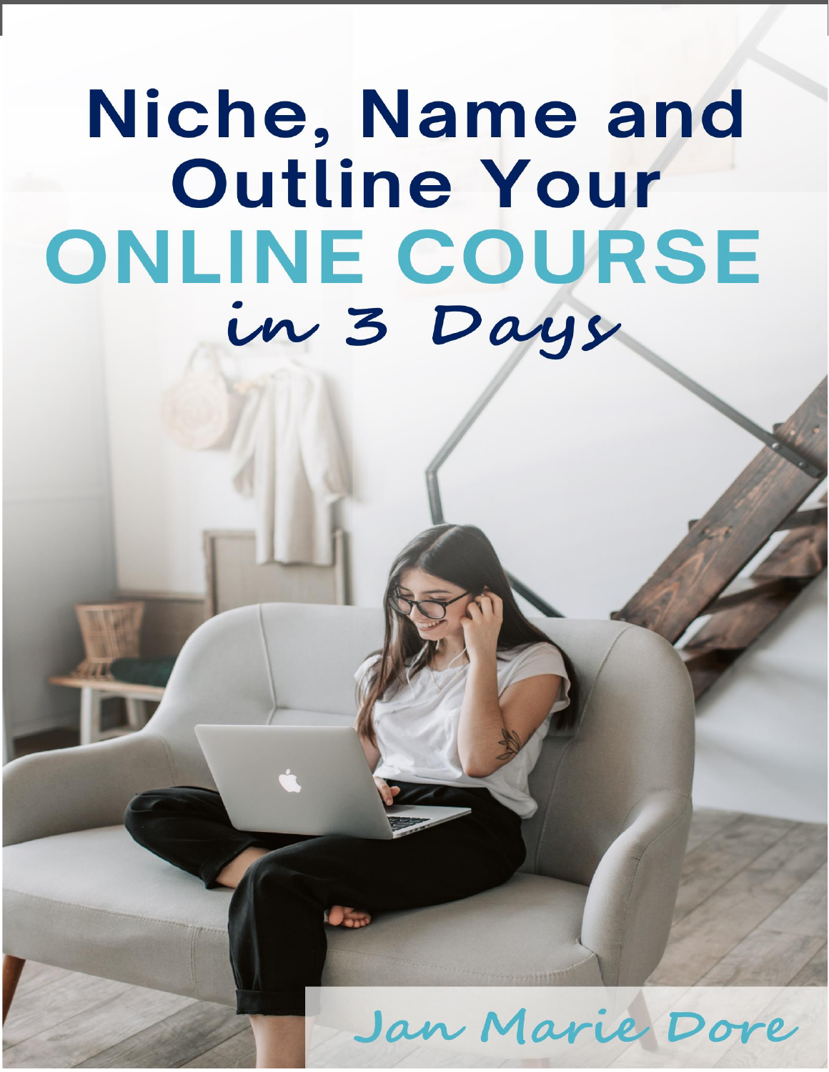# Niche, Name and Outline Your ONLINE COURSE *in 3 Days*

Jan Marie Dore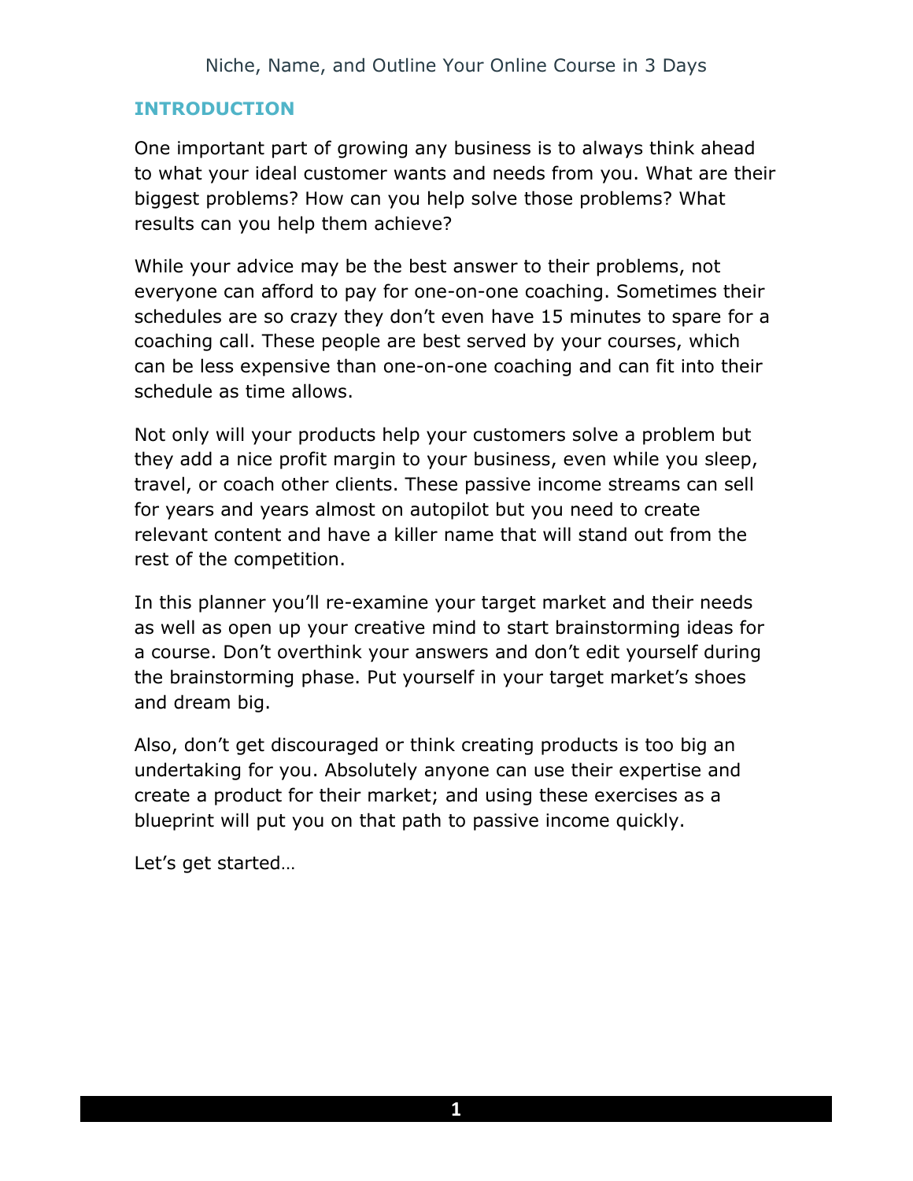## INTRODUCTION

One important part of growing any business is to always think ahead to what your ideal customer wants and needs from you. What are their biggest problems? How can you help solve those problems? What results can you help them achieve?

While your advice may be the best answer to their problems, not everyone can afford to pay for one-on-one coaching. Sometimes their schedules are so crazy they don't even have 15 minutes to spare for a coaching call. These people are best served by your courses, which can be less expensive than one-on-one coaching and can fit into their schedule as time allows.

Not only will your products help your customers solve a problem but they add a nice profit margin to your business, even while you sleep, travel, or coach other clients. These passive income streams can sell for years and years almost on autopilot but you need to create relevant content and have a killer name that will stand out from the rest of the competition.

In this planner you'll re-examine your target market and their needs as well as open up your creative mind to start brainstorming ideas for a course. Don't overthink your answers and don't edit yourself during the brainstorming phase. Put yourself in your target market's shoes and dream big.

Also, don't get discouraged or think creating products is too big an undertaking for you. Absolutely anyone can use their expertise and create a product for their market; and using these exercises as a blueprint will put you on that path to passive income quickly.

Let's get started…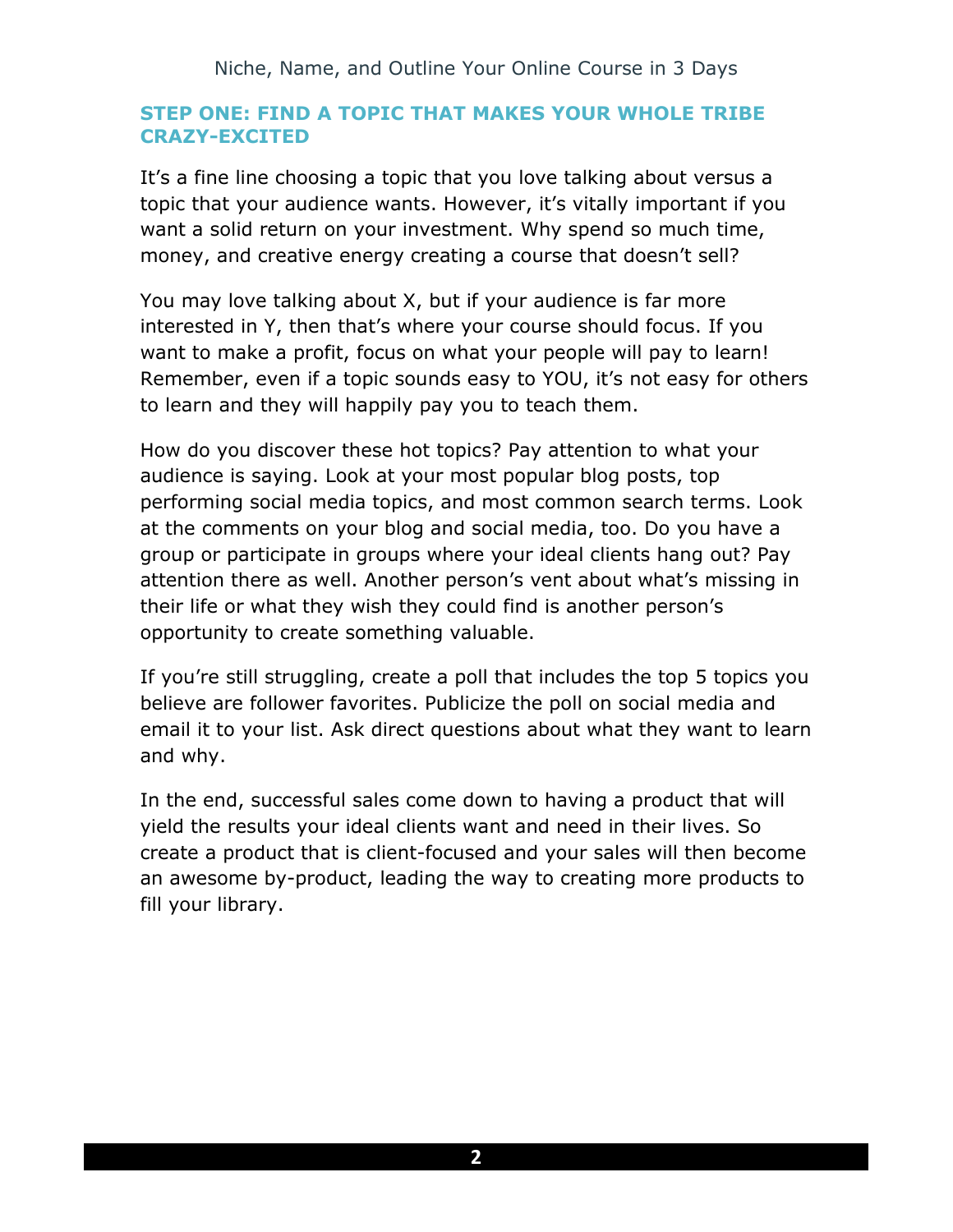## STEP ONE: FIND A TOPIC THAT MAKES YOUR WHOLE TRIBE CRAZY-EXCITED

It's a fine line choosing a topic that you love talking about versus a topic that your audience wants. However, it's vitally important if you want a solid return on your investment. Why spend so much time, money, and creative energy creating a course that doesn't sell?

You may love talking about X, but if your audience is far more interested in Y, then that's where your course should focus. If you want to make a profit, focus on what your people will pay to learn! Remember, even if a topic sounds easy to YOU, it's not easy for others to learn and they will happily pay you to teach them.

How do you discover these hot topics? Pay attention to what your audience is saying. Look at your most popular blog posts, top performing social media topics, and most common search terms. Look at the comments on your blog and social media, too. Do you have a group or participate in groups where your ideal clients hang out? Pay attention there as well. Another person's vent about what's missing in their life or what they wish they could find is another person's opportunity to create something valuable.

If you're still struggling, create a poll that includes the top 5 topics you believe are follower favorites. Publicize the poll on social media and email it to your list. Ask direct questions about what they want to learn and why.

In the end, successful sales come down to having a product that will yield the results your ideal clients want and need in their lives. So create a product that is client-focused and your sales will then become an awesome by-product, leading the way to creating more products to fill your library.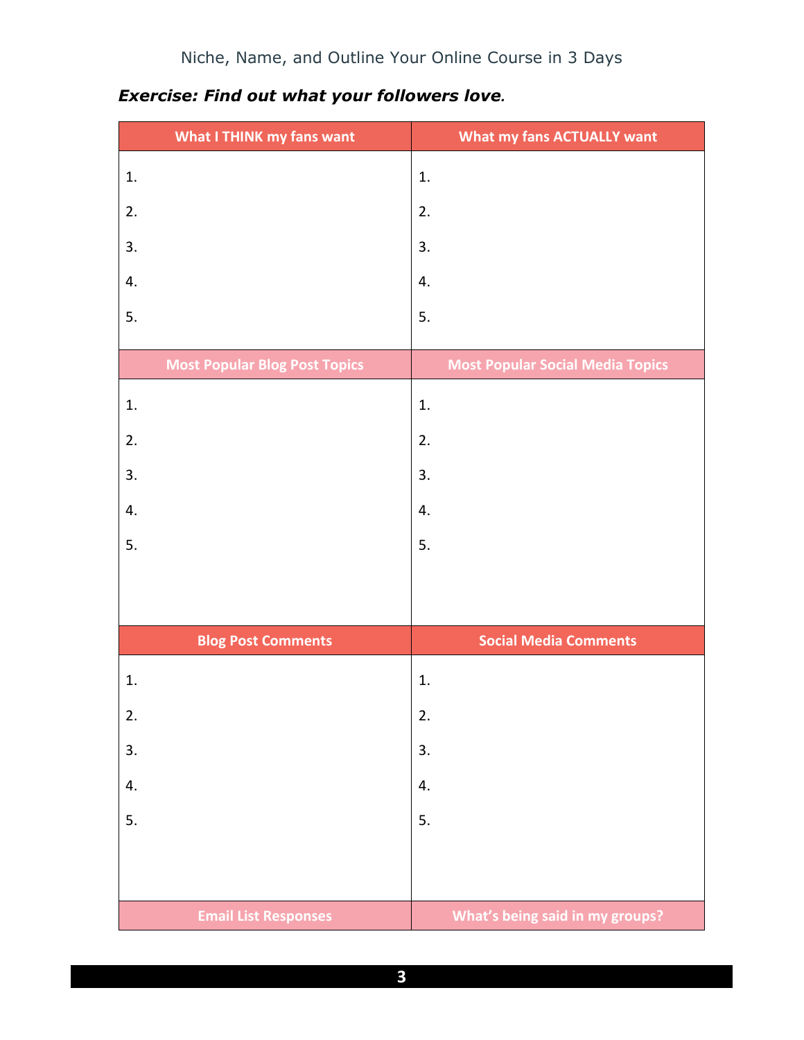***Exercise: Find out what your followers love.***

| What I THINK my fans want | What my fans ACTUALLY want |
|---|---|
| 1. | 1. |
| 2. | 2. |
| 3. | 3. |
| 4. | 4. |
| 5. | 5. |
| **Most Popular Blog Post Topics** | **Most Popular Social Media Topics** |
| 1. | 1. |
| 2. | 2. |
| 3. | 3. |
| 4. | 4. |
| 5. | 5. |
| **Blog Post Comments** | **Social Media Comments** |
| 1. | 1. |
| 2. | 2. |
| 3. | 3. |
| 4. | 4. |
| 5. | 5. |
| **Email List Responses** | **What's being said in my groups?** |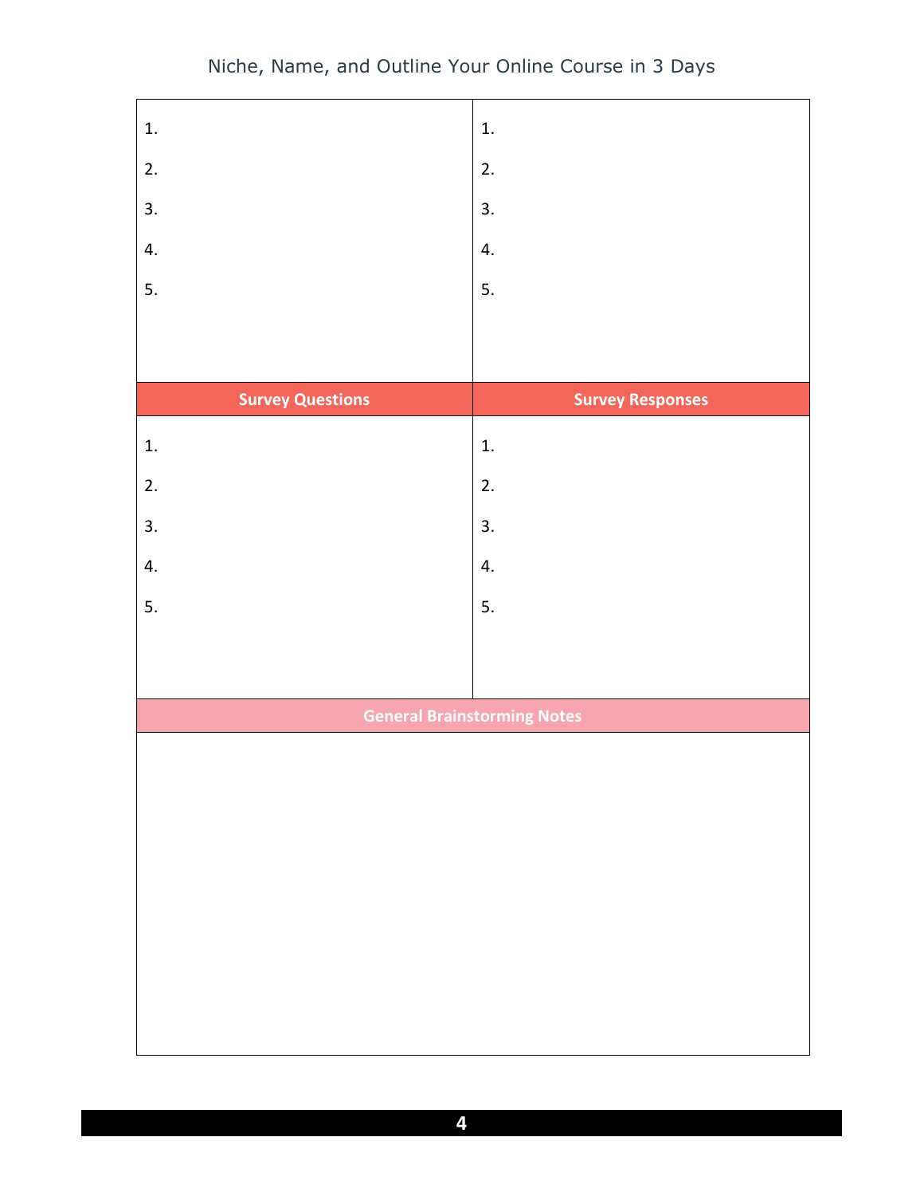| | |
|---|---|
| 1.<br>2.<br>3.<br>4.<br>5. | 1.<br>2.<br>3.<br>4.<br>5. |
| **Survey Questions** | **Survey Responses** |
| 1.<br>2.<br>3.<br>4.<br>5. | 1.<br>2.<br>3.<br>4.<br>5. |

| **General Brainstorming Notes** |
|---|
| |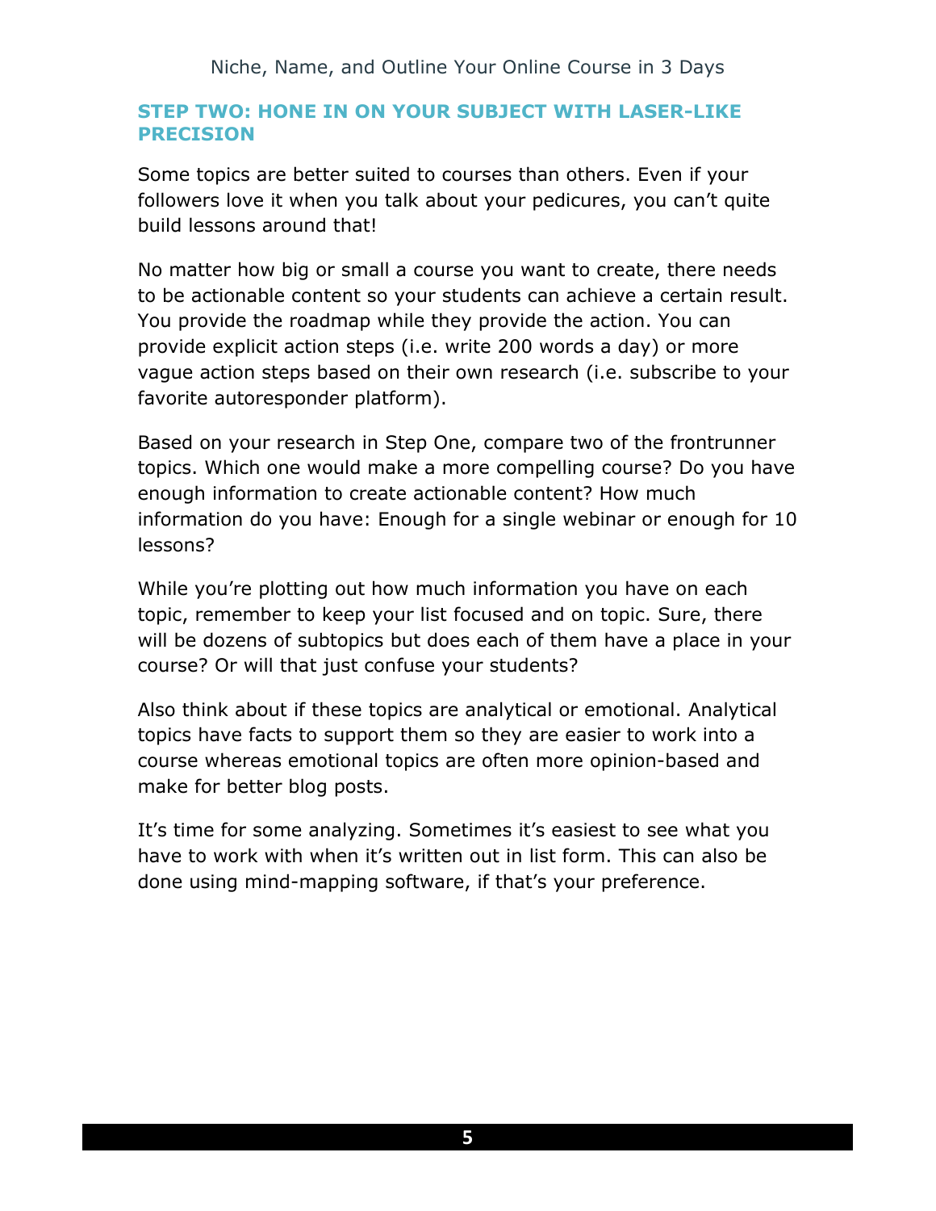## STEP TWO: HONE IN ON YOUR SUBJECT WITH LASER-LIKE PRECISION

Some topics are better suited to courses than others. Even if your followers love it when you talk about your pedicures, you can't quite build lessons around that!

No matter how big or small a course you want to create, there needs to be actionable content so your students can achieve a certain result. You provide the roadmap while they provide the action. You can provide explicit action steps (i.e. write 200 words a day) or more vague action steps based on their own research (i.e. subscribe to your favorite autoresponder platform).

Based on your research in Step One, compare two of the frontrunner topics. Which one would make a more compelling course? Do you have enough information to create actionable content? How much information do you have: Enough for a single webinar or enough for 10 lessons?

While you're plotting out how much information you have on each topic, remember to keep your list focused and on topic. Sure, there will be dozens of subtopics but does each of them have a place in your course? Or will that just confuse your students?

Also think about if these topics are analytical or emotional. Analytical topics have facts to support them so they are easier to work into a course whereas emotional topics are often more opinion-based and make for better blog posts.

It's time for some analyzing. Sometimes it's easiest to see what you have to work with when it's written out in list form. This can also be done using mind-mapping software, if that's your preference.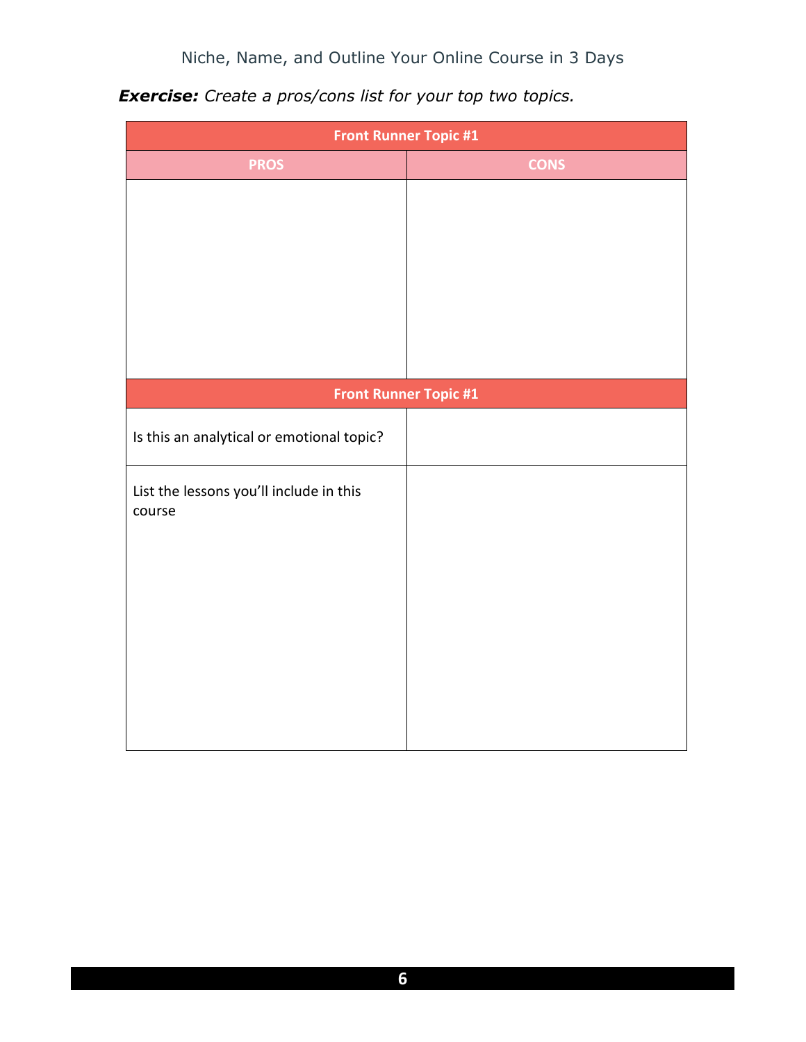***Exercise:*** *Create a pros/cons list for your top two topics.*

| Front Runner Topic #1 | |
|---|---|
| **PROS** | **CONS** |
| | |

| Front Runner Topic #1 | |
|---|---|
| Is this an analytical or emotional topic? | |
| List the lessons you'll include in this course | |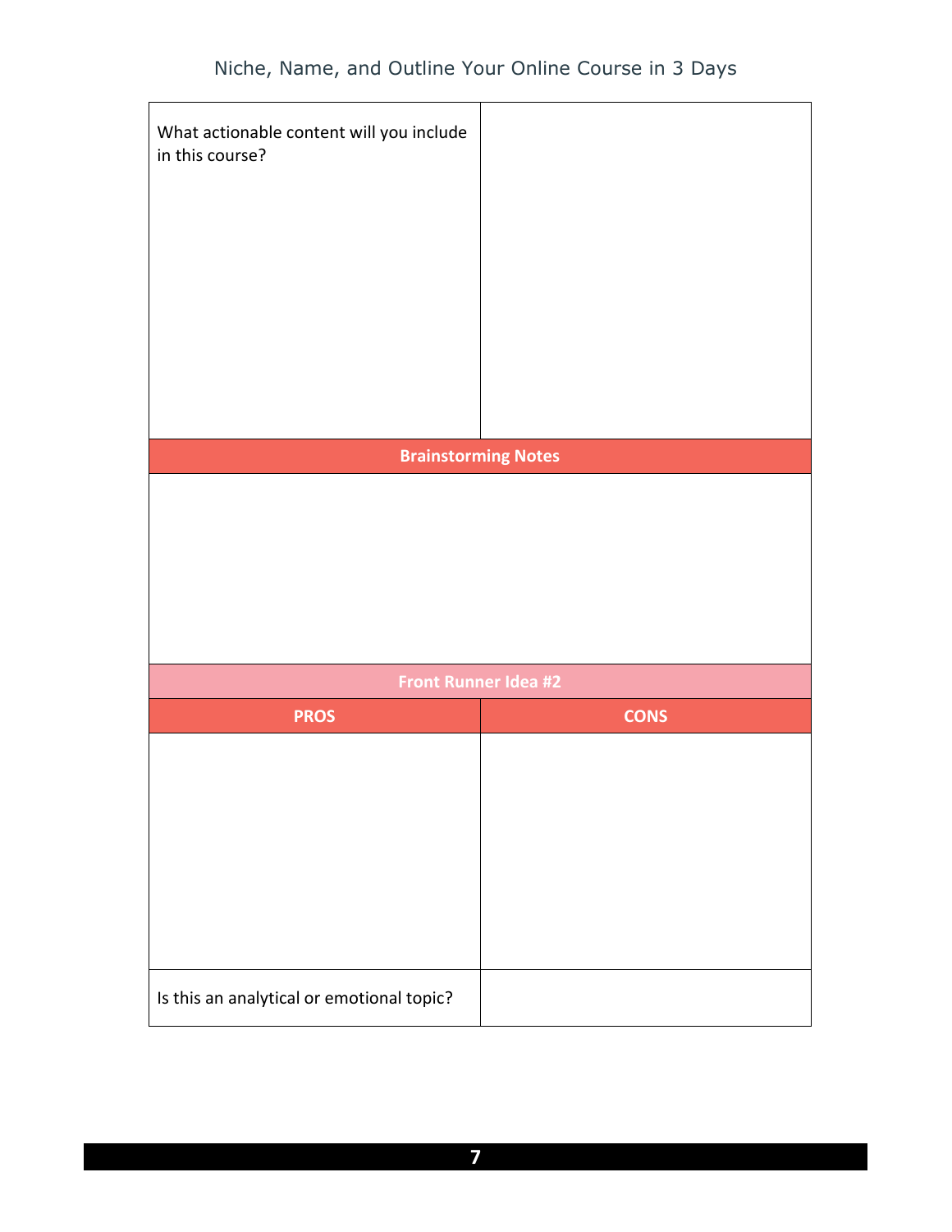| What actionable content will you include in this course? | |
|---|---|

| Brainstorming Notes |
|---|
| |

| Front Runner Idea #2 | |
|---|---|
| **PROS** | **CONS** |
| | |
| Is this an analytical or emotional topic? | |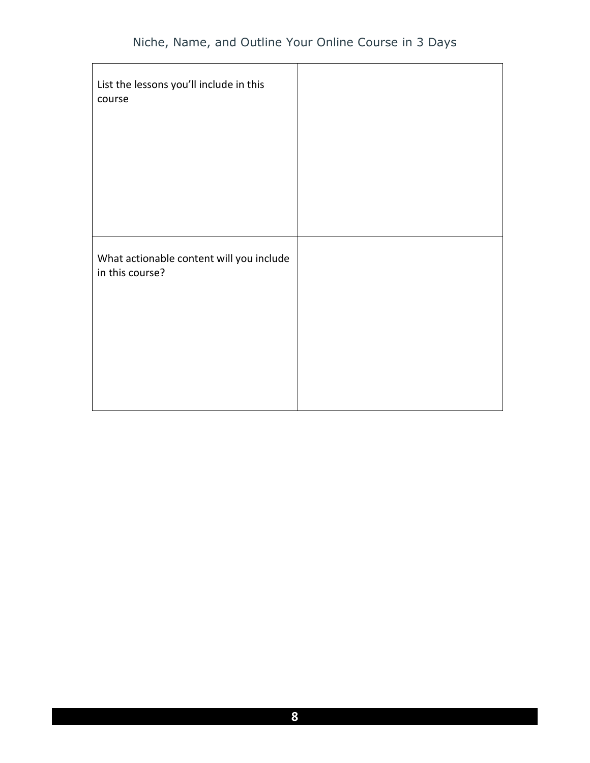| | |
|---|---|
| List the lessons you'll include in this course | |
| What actionable content will you include in this course? | |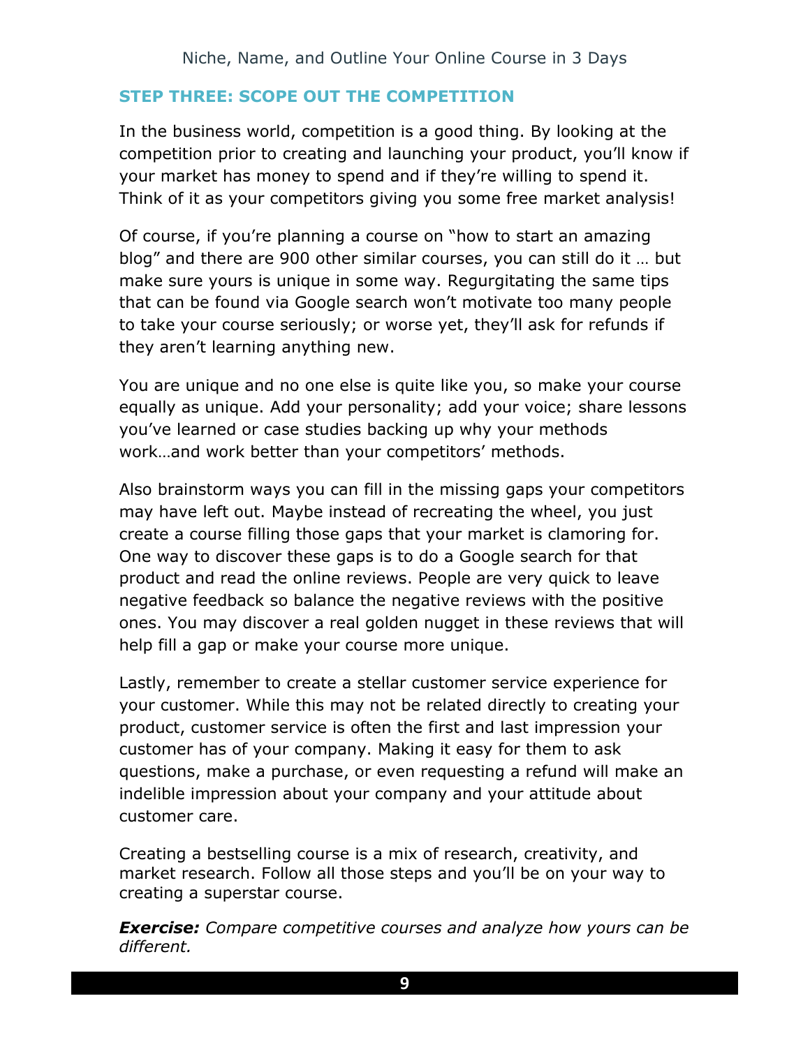## STEP THREE: SCOPE OUT THE COMPETITION

In the business world, competition is a good thing. By looking at the competition prior to creating and launching your product, you'll know if your market has money to spend and if they're willing to spend it. Think of it as your competitors giving you some free market analysis!

Of course, if you're planning a course on "how to start an amazing blog" and there are 900 other similar courses, you can still do it … but make sure yours is unique in some way. Regurgitating the same tips that can be found via Google search won't motivate too many people to take your course seriously; or worse yet, they'll ask for refunds if they aren't learning anything new.

You are unique and no one else is quite like you, so make your course equally as unique. Add your personality; add your voice; share lessons you've learned or case studies backing up why your methods work…and work better than your competitors' methods.

Also brainstorm ways you can fill in the missing gaps your competitors may have left out. Maybe instead of recreating the wheel, you just create a course filling those gaps that your market is clamoring for. One way to discover these gaps is to do a Google search for that product and read the online reviews. People are very quick to leave negative feedback so balance the negative reviews with the positive ones. You may discover a real golden nugget in these reviews that will help fill a gap or make your course more unique.

Lastly, remember to create a stellar customer service experience for your customer. While this may not be related directly to creating your product, customer service is often the first and last impression your customer has of your company. Making it easy for them to ask questions, make a purchase, or even requesting a refund will make an indelible impression about your company and your attitude about customer care.

Creating a bestselling course is a mix of research, creativity, and market research. Follow all those steps and you'll be on your way to creating a superstar course.

***Exercise:*** *Compare competitive courses and analyze how yours can be different.*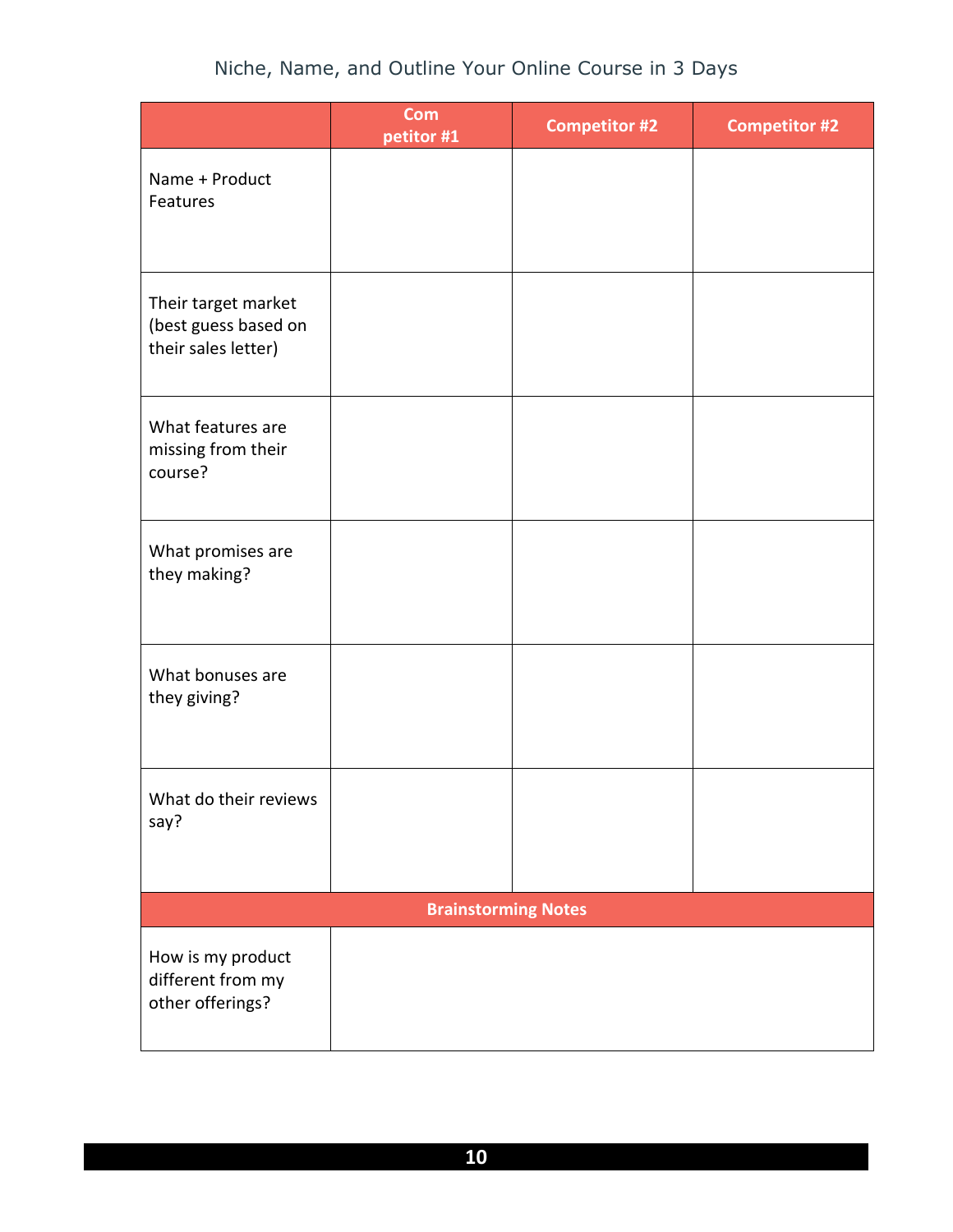| | Com petitor #1 | Competitor #2 | Competitor #2 |
|---|---|---|---|
| Name + Product Features | | | |
| Their target market (best guess based on their sales letter) | | | |
| What features are missing from their course? | | | |
| What promises are they making? | | | |
| What bonuses are they giving? | | | |
| What do their reviews say? | | | |
| **Brainstorming Notes** | | | |
| How is my product different from my other offerings? | | | |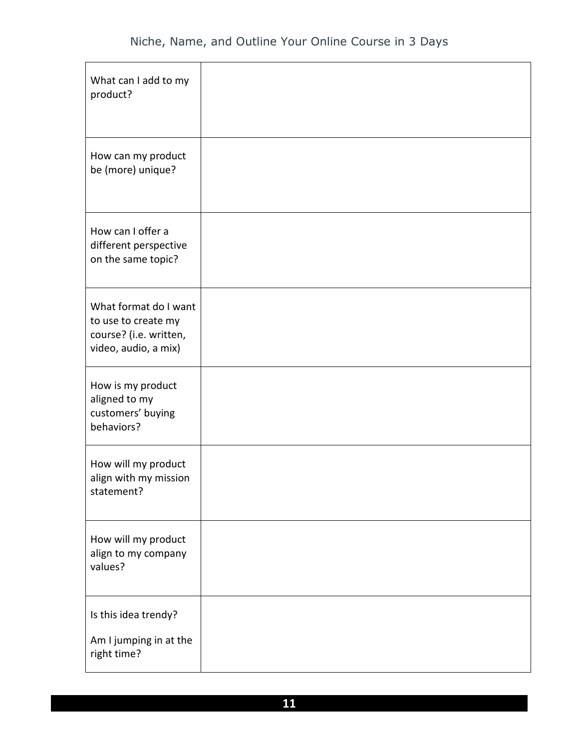| | |
|---|---|
| What can I add to my product? | |
| How can my product be (more) unique? | |
| How can I offer a different perspective on the same topic? | |
| What format do I want to use to create my course? (i.e. written, video, audio, a mix) | |
| How is my product aligned to my customers' buying behaviors? | |
| How will my product align with my mission statement? | |
| How will my product align to my company values? | |
| Is this idea trendy?<br><br>Am I jumping in at the right time? | |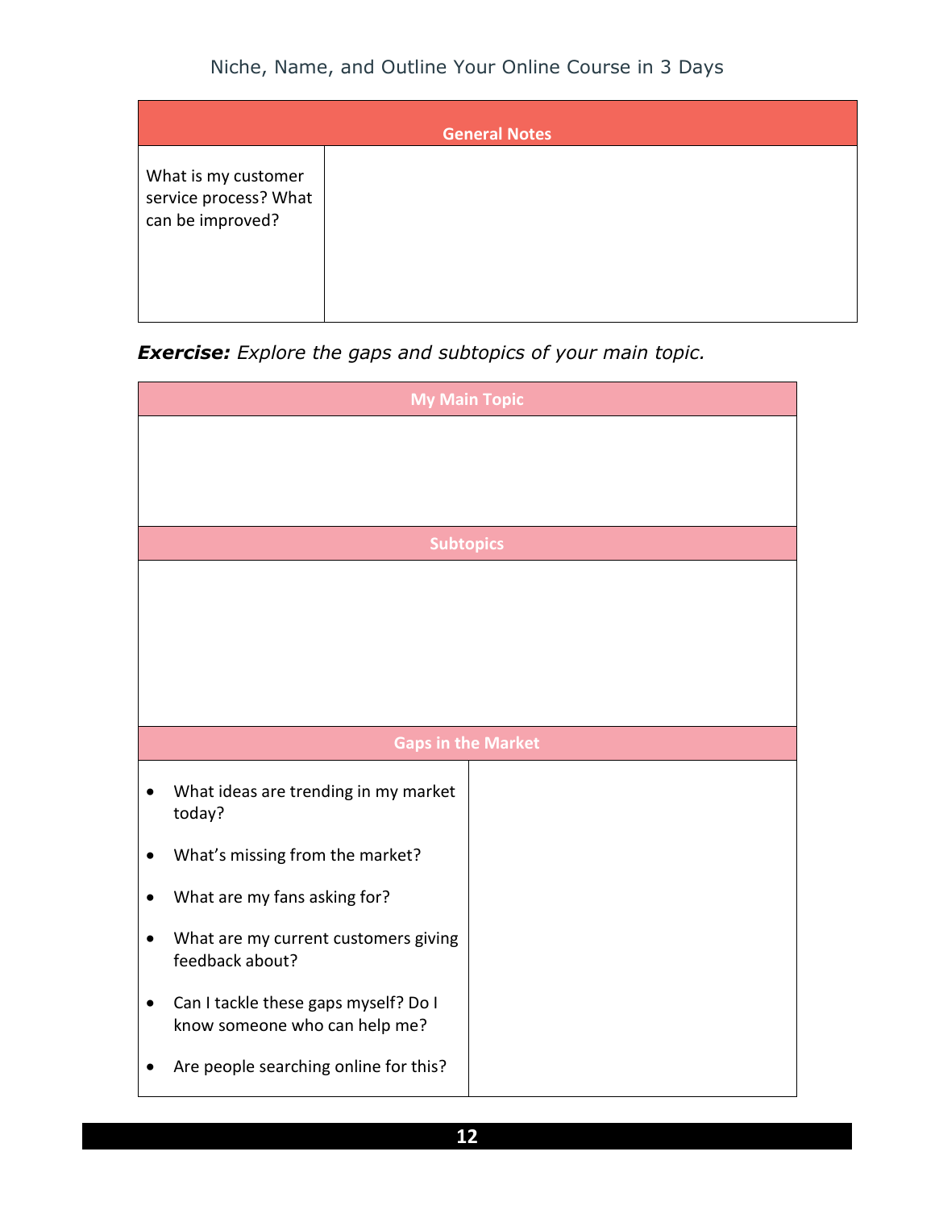| General Notes | |
|---|---|
| What is my customer service process? What can be improved? | |

***Exercise:*** *Explore the gaps and subtopics of your main topic.*

| My Main Topic | |
|---|---|
| | |
| **Subtopics** | |
| | |
| **Gaps in the Market** | |
| <ul><li>What ideas are trending in my market today?</li><li>What's missing from the market?</li><li>What are my fans asking for?</li><li>What are my current customers giving feedback about?</li><li>Can I tackle these gaps myself? Do I know someone who can help me?</li><li>Are people searching online for this?</li></ul> | |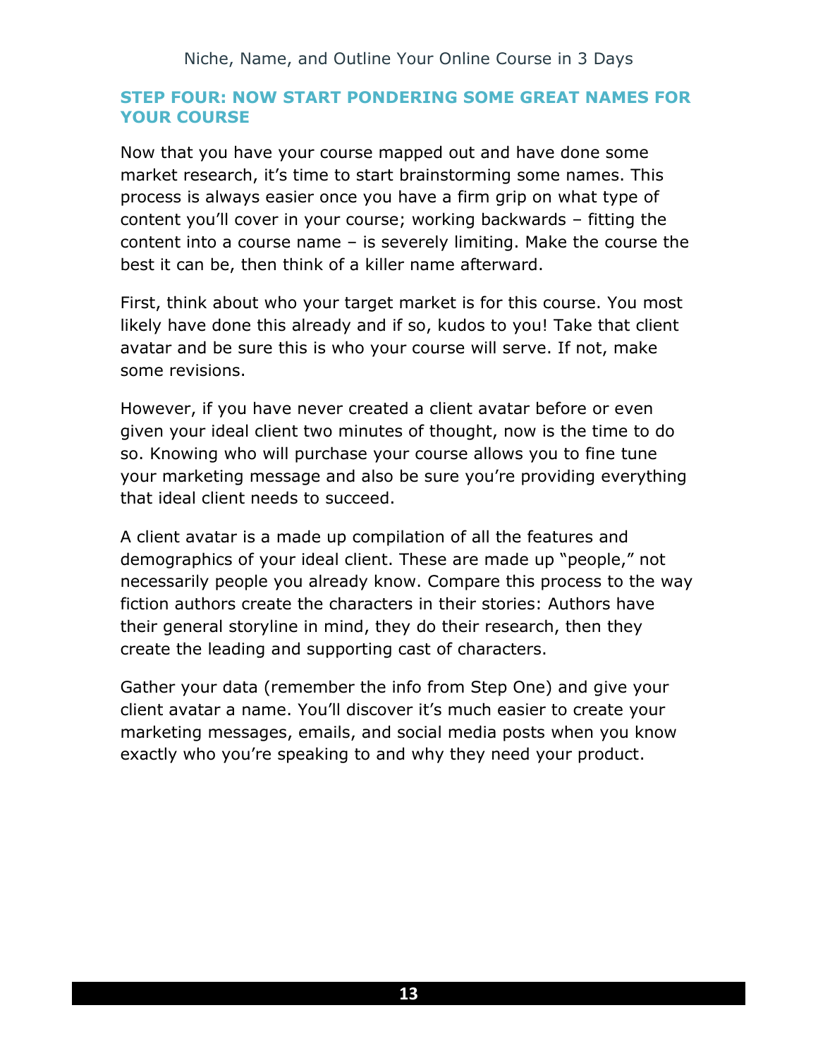### STEP FOUR: NOW START PONDERING SOME GREAT NAMES FOR YOUR COURSE

Now that you have your course mapped out and have done some market research, it's time to start brainstorming some names. This process is always easier once you have a firm grip on what type of content you'll cover in your course; working backwards – fitting the content into a course name – is severely limiting. Make the course the best it can be, then think of a killer name afterward.

First, think about who your target market is for this course. You most likely have done this already and if so, kudos to you! Take that client avatar and be sure this is who your course will serve. If not, make some revisions.

However, if you have never created a client avatar before or even given your ideal client two minutes of thought, now is the time to do so. Knowing who will purchase your course allows you to fine tune your marketing message and also be sure you're providing everything that ideal client needs to succeed.

A client avatar is a made up compilation of all the features and demographics of your ideal client. These are made up "people," not necessarily people you already know. Compare this process to the way fiction authors create the characters in their stories: Authors have their general storyline in mind, they do their research, then they create the leading and supporting cast of characters.

Gather your data (remember the info from Step One) and give your client avatar a name. You'll discover it's much easier to create your marketing messages, emails, and social media posts when you know exactly who you're speaking to and why they need your product.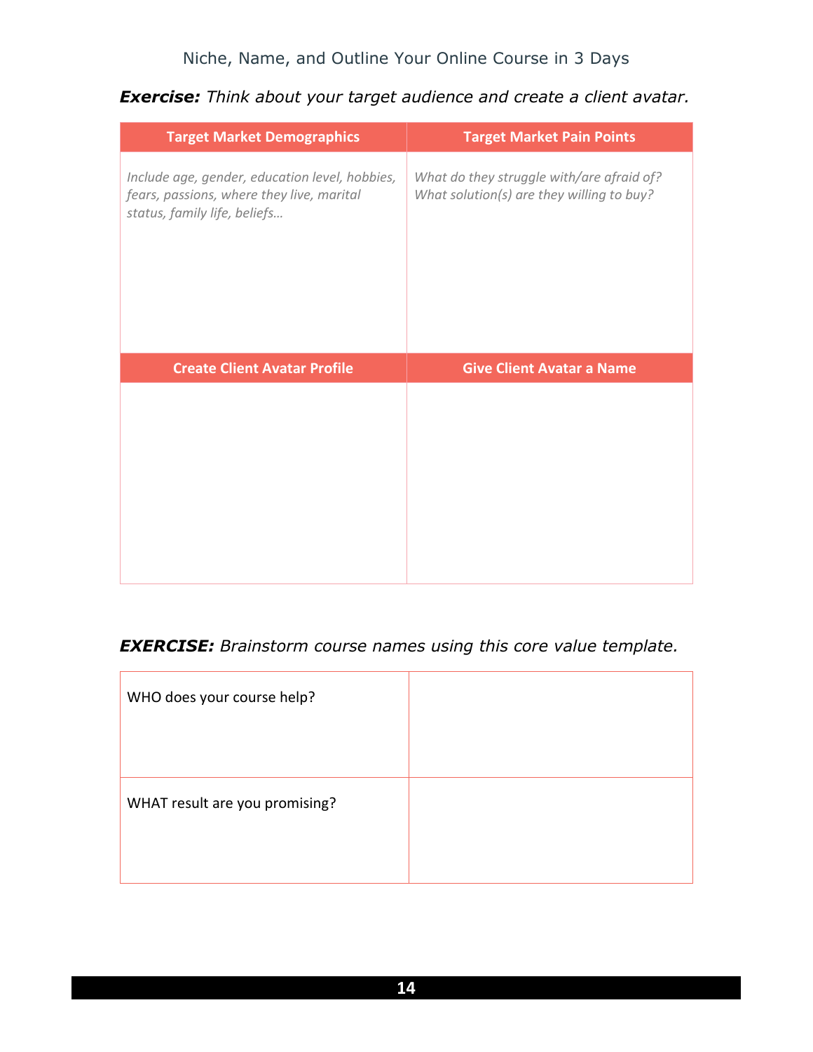***Exercise:*** *Think about your target audience and create a client avatar.*

| Target Market Demographics | Target Market Pain Points |
| --- | --- |
| *Include age, gender, education level, hobbies, fears, passions, where they live, marital status, family life, beliefs…* | *What do they struggle with/are afraid of? What solution(s) are they willing to buy?* |
| **Create Client Avatar Profile** | **Give Client Avatar a Name** |
| | |

***EXERCISE:*** *Brainstorm course names using this core value template.*

| | |
| --- | --- |
| WHO does your course help? | |
| WHAT result are you promising? | |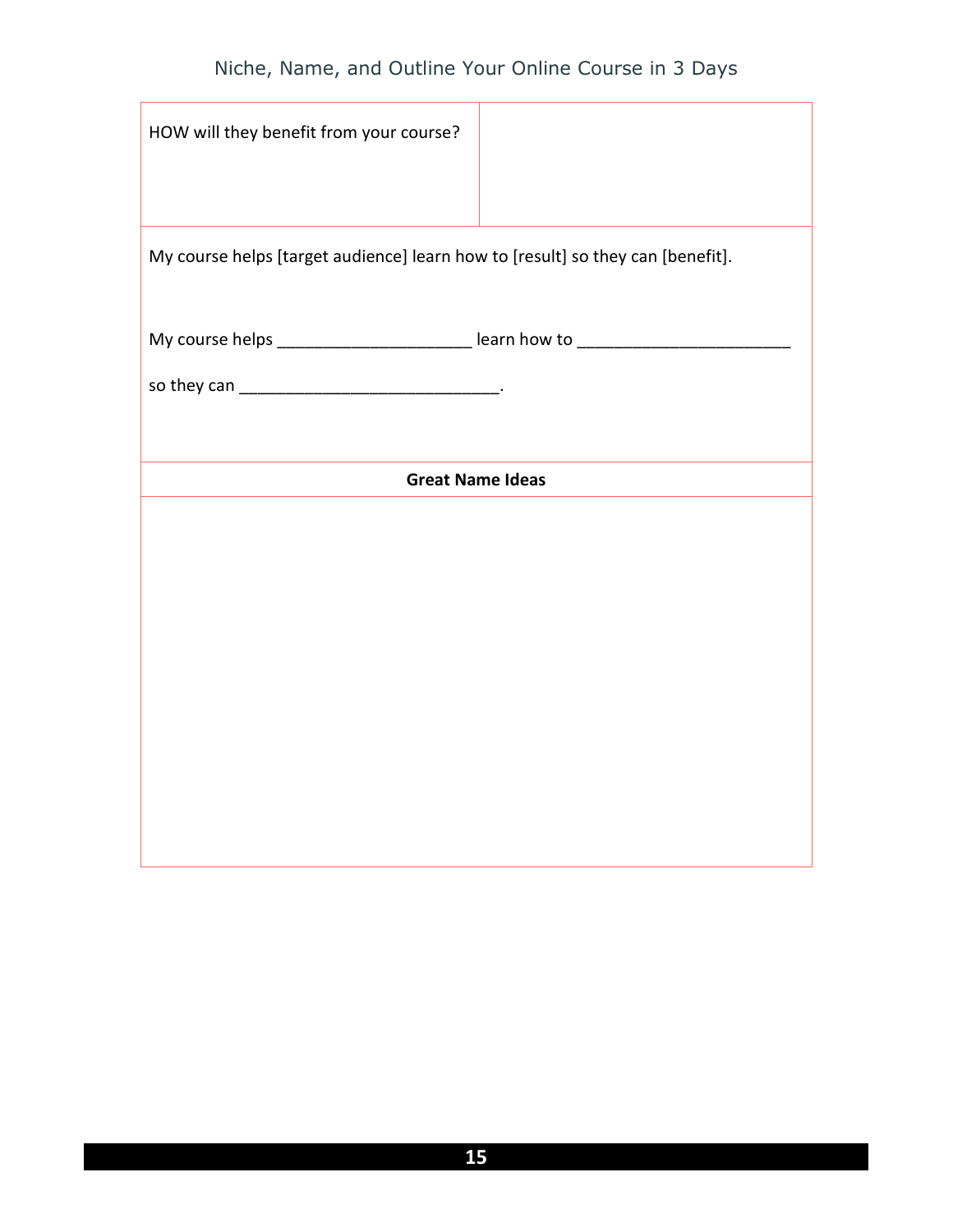| HOW will they benefit from your course? | |
|---|---|

My course helps [target audience] learn how to [result] so they can [benefit].

My course helps ____________________ learn how to ______________________

so they can ___________________________.

| **Great Name Ideas** |
|---|
| |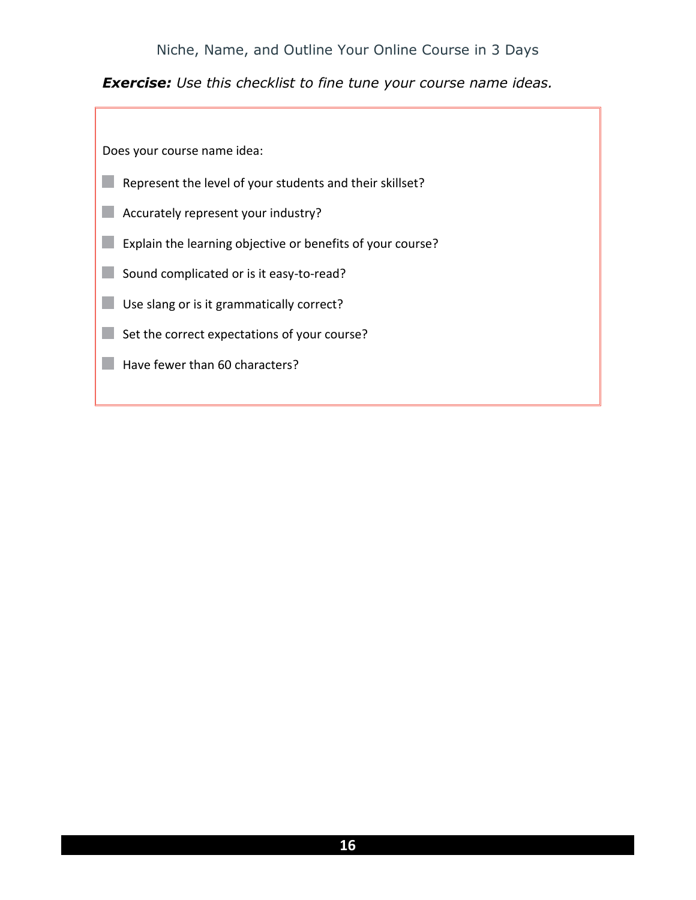***Exercise:*** *Use this checklist to fine tune your course name ideas.*

Does your course name idea:

- [ ] Represent the level of your students and their skillset?
- [ ] Accurately represent your industry?
- [ ] Explain the learning objective or benefits of your course?
- [ ] Sound complicated or is it easy-to-read?
- [ ] Use slang or is it grammatically correct?
- [ ] Set the correct expectations of your course?
- [ ] Have fewer than 60 characters?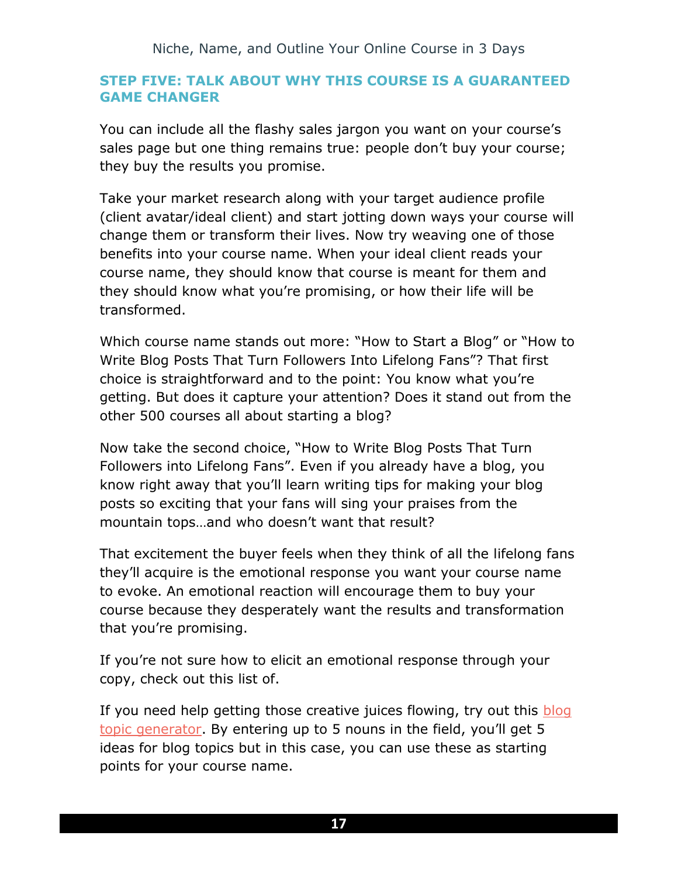## STEP FIVE: TALK ABOUT WHY THIS COURSE IS A GUARANTEED GAME CHANGER

You can include all the flashy sales jargon you want on your course's sales page but one thing remains true: people don't buy your course; they buy the results you promise.

Take your market research along with your target audience profile (client avatar/ideal client) and start jotting down ways your course will change them or transform their lives. Now try weaving one of those benefits into your course name. When your ideal client reads your course name, they should know that course is meant for them and they should know what you're promising, or how their life will be transformed.

Which course name stands out more: "How to Start a Blog" or "How to Write Blog Posts That Turn Followers Into Lifelong Fans"? That first choice is straightforward and to the point: You know what you're getting. But does it capture your attention? Does it stand out from the other 500 courses all about starting a blog?

Now take the second choice, "How to Write Blog Posts That Turn Followers into Lifelong Fans". Even if you already have a blog, you know right away that you'll learn writing tips for making your blog posts so exciting that your fans will sing your praises from the mountain tops…and who doesn't want that result?

That excitement the buyer feels when they think of all the lifelong fans they'll acquire is the emotional response you want your course name to evoke. An emotional reaction will encourage them to buy your course because they desperately want the results and transformation that you're promising.

If you're not sure how to elicit an emotional response through your copy, check out this list of.

If you need help getting those creative juices flowing, try out this blog topic generator. By entering up to 5 nouns in the field, you'll get 5 ideas for blog topics but in this case, you can use these as starting points for your course name.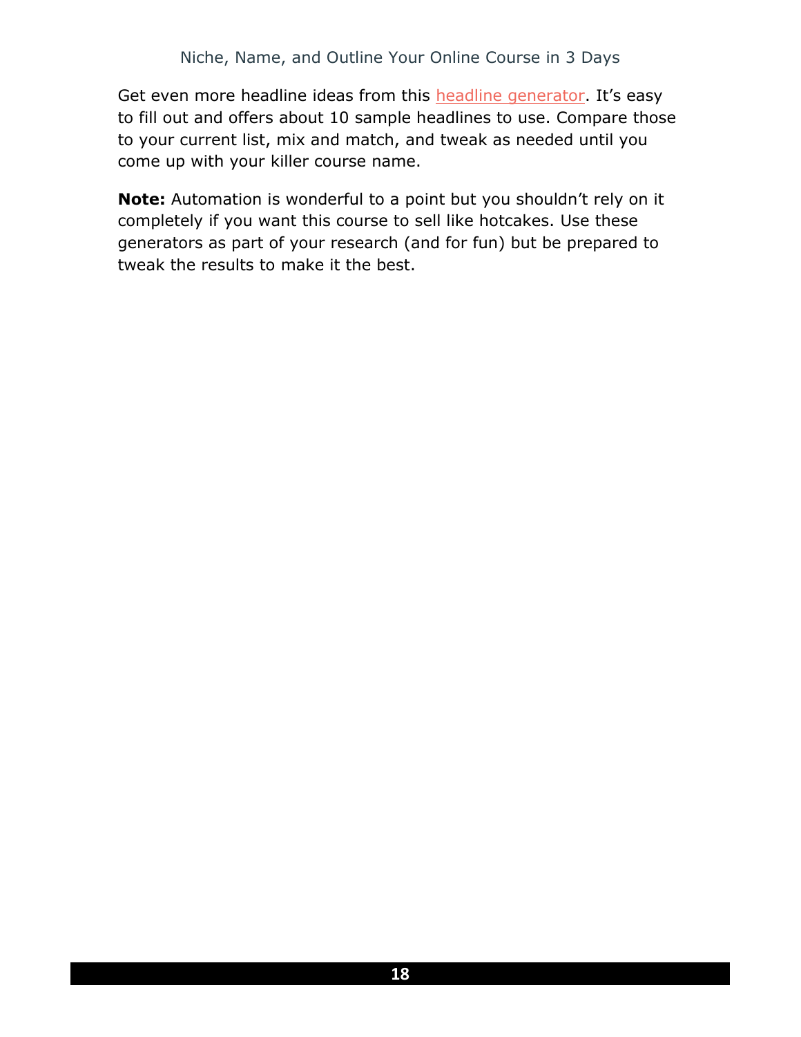Get even more headline ideas from this headline generator. It's easy to fill out and offers about 10 sample headlines to use. Compare those to your current list, mix and match, and tweak as needed until you come up with your killer course name.

**Note:** Automation is wonderful to a point but you shouldn't rely on it completely if you want this course to sell like hotcakes. Use these generators as part of your research (and for fun) but be prepared to tweak the results to make it the best.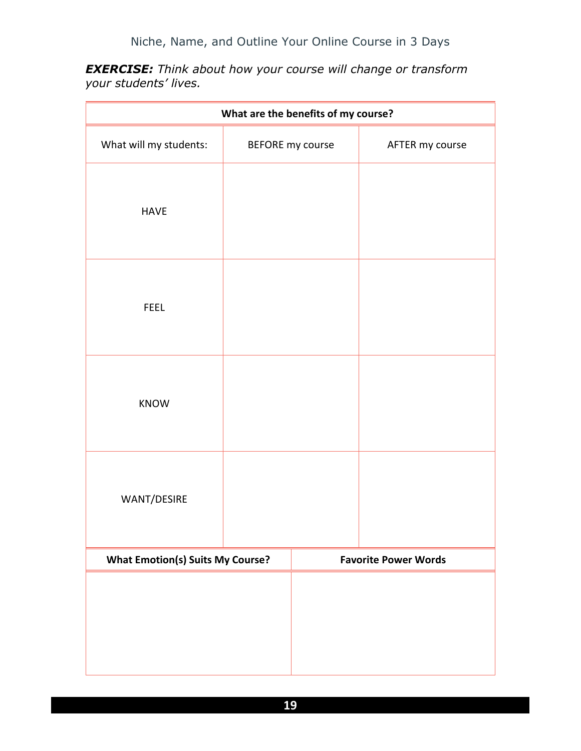***EXERCISE:*** *Think about how your course will change or transform your students' lives.*

| **What are the benefits of my course?** | | |
|---|---|---|
| What will my students: | BEFORE my course | AFTER my course |
| HAVE | | |
| FEEL | | |
| KNOW | | |
| WANT/DESIRE | | |

| **What Emotion(s) Suits My Course?** | **Favorite Power Words** |
|---|---|
| | |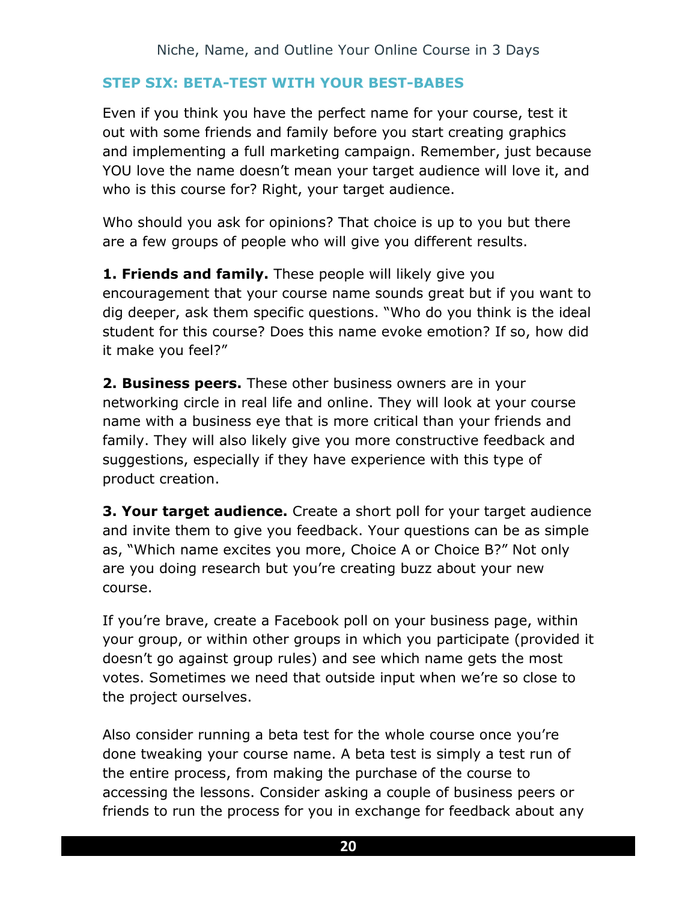### STEP SIX: BETA-TEST WITH YOUR BEST-BABES

Even if you think you have the perfect name for your course, test it out with some friends and family before you start creating graphics and implementing a full marketing campaign. Remember, just because YOU love the name doesn't mean your target audience will love it, and who is this course for? Right, your target audience.

Who should you ask for opinions? That choice is up to you but there are a few groups of people who will give you different results.

**1. Friends and family.** These people will likely give you encouragement that your course name sounds great but if you want to dig deeper, ask them specific questions. "Who do you think is the ideal student for this course? Does this name evoke emotion? If so, how did it make you feel?"

**2. Business peers.** These other business owners are in your networking circle in real life and online. They will look at your course name with a business eye that is more critical than your friends and family. They will also likely give you more constructive feedback and suggestions, especially if they have experience with this type of product creation.

**3. Your target audience.** Create a short poll for your target audience and invite them to give you feedback. Your questions can be as simple as, "Which name excites you more, Choice A or Choice B?" Not only are you doing research but you're creating buzz about your new course.

If you're brave, create a Facebook poll on your business page, within your group, or within other groups in which you participate (provided it doesn't go against group rules) and see which name gets the most votes. Sometimes we need that outside input when we're so close to the project ourselves.

Also consider running a beta test for the whole course once you're done tweaking your course name. A beta test is simply a test run of the entire process, from making the purchase of the course to accessing the lessons. Consider asking a couple of business peers or friends to run the process for you in exchange for feedback about any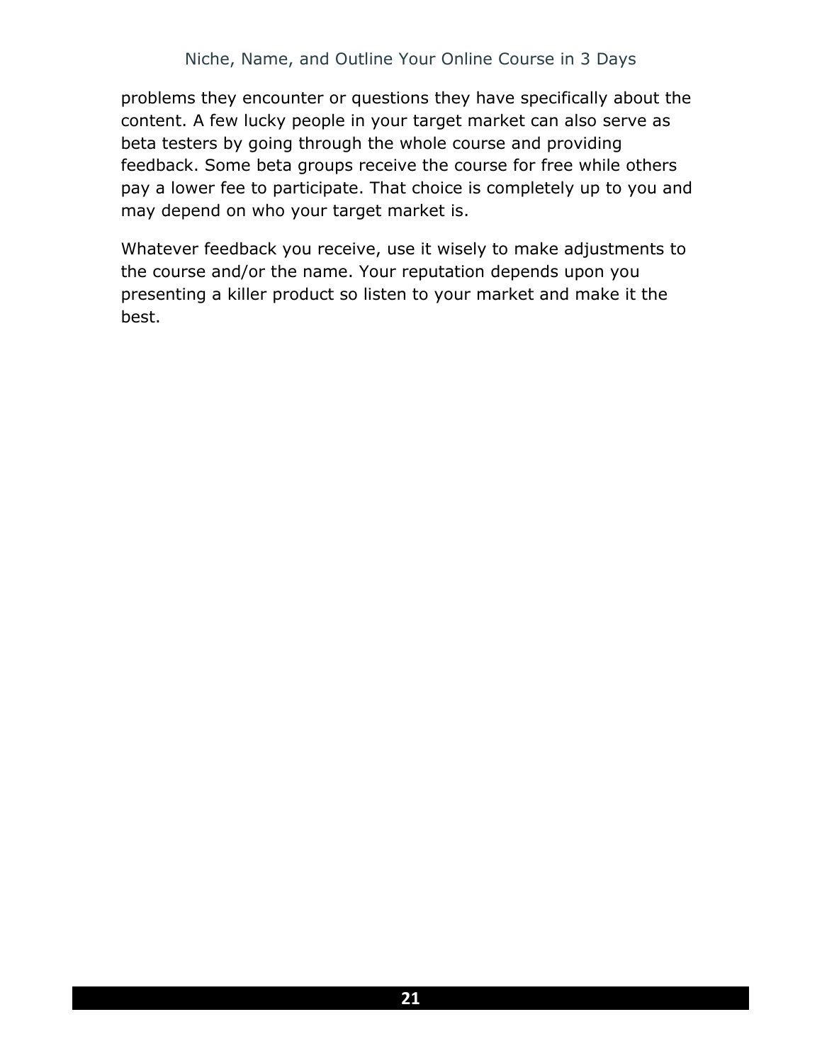problems they encounter or questions they have specifically about the content. A few lucky people in your target market can also serve as beta testers by going through the whole course and providing feedback. Some beta groups receive the course for free while others pay a lower fee to participate. That choice is completely up to you and may depend on who your target market is.

Whatever feedback you receive, use it wisely to make adjustments to the course and/or the name. Your reputation depends upon you presenting a killer product so listen to your market and make it the best.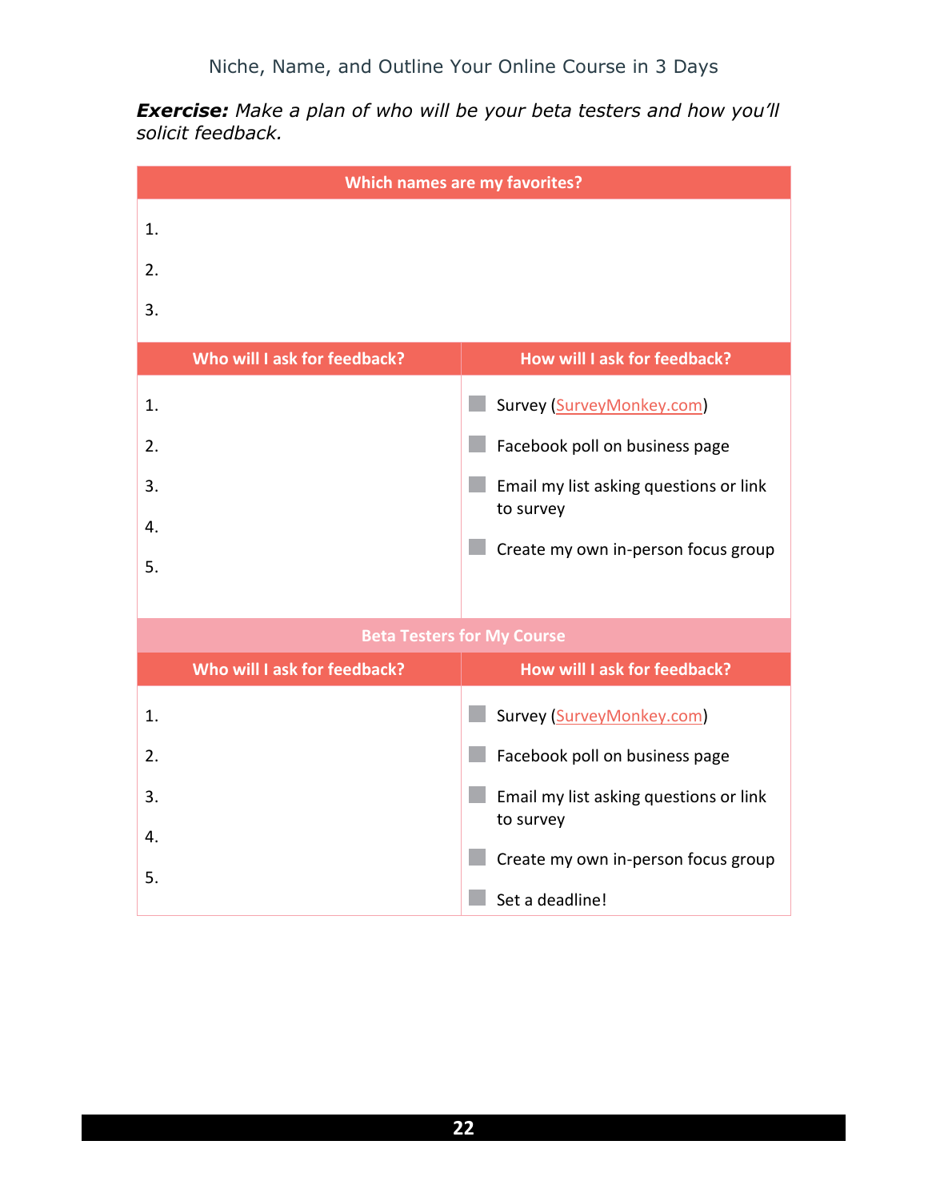***Exercise:*** *Make a plan of who will be your beta testers and how you'll solicit feedback.*

| Which names are my favorites? |
|---|
| 1. |
| 2. |
| 3. |

| Who will I ask for feedback? | How will I ask for feedback? |
|---|---|
| 1. | Survey (SurveyMonkey.com) |
| 2. | Facebook poll on business page |
| 3. | Email my list asking questions or link to survey |
| 4. | Create my own in-person focus group |
| 5. | |

**Beta Testers for My Course**

| Who will I ask for feedback? | How will I ask for feedback? |
|---|---|
| 1. | Survey (SurveyMonkey.com) |
| 2. | Facebook poll on business page |
| 3. | Email my list asking questions or link to survey |
| 4. | Create my own in-person focus group |
| 5. | Set a deadline! |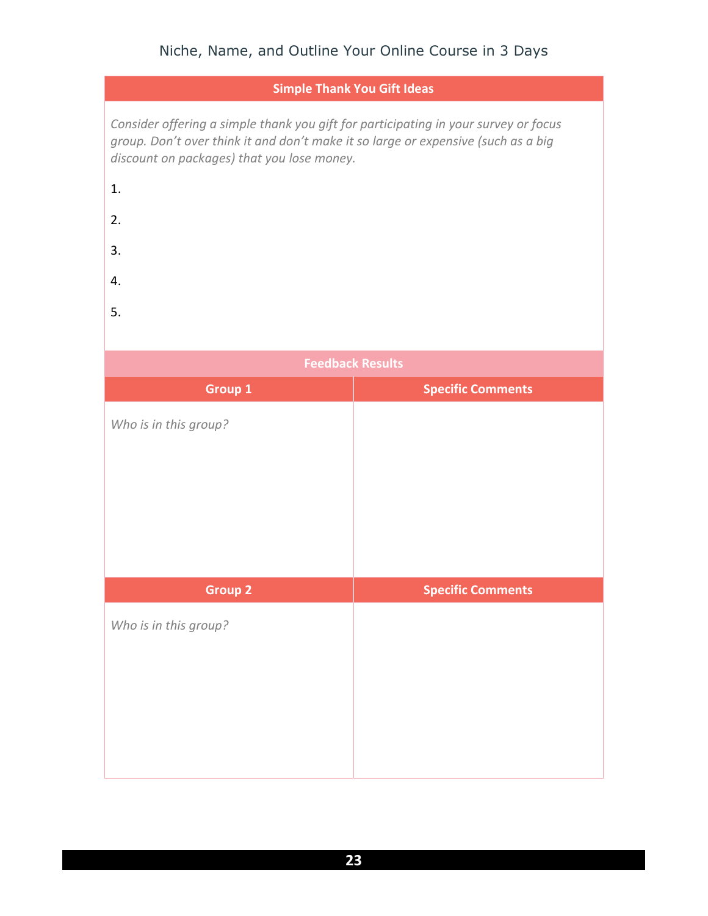## Simple Thank You Gift Ideas

*Consider offering a simple thank you gift for participating in your survey or focus group. Don't over think it and don't make it so large or expensive (such as a big discount on packages) that you lose money.*

1.

2.

3.

4.

5.

## Feedback Results

| Group 1 | Specific Comments |
| --- | --- |
| *Who is in this group?* | |

| Group 2 | Specific Comments |
| --- | --- |
| *Who is in this group?* | |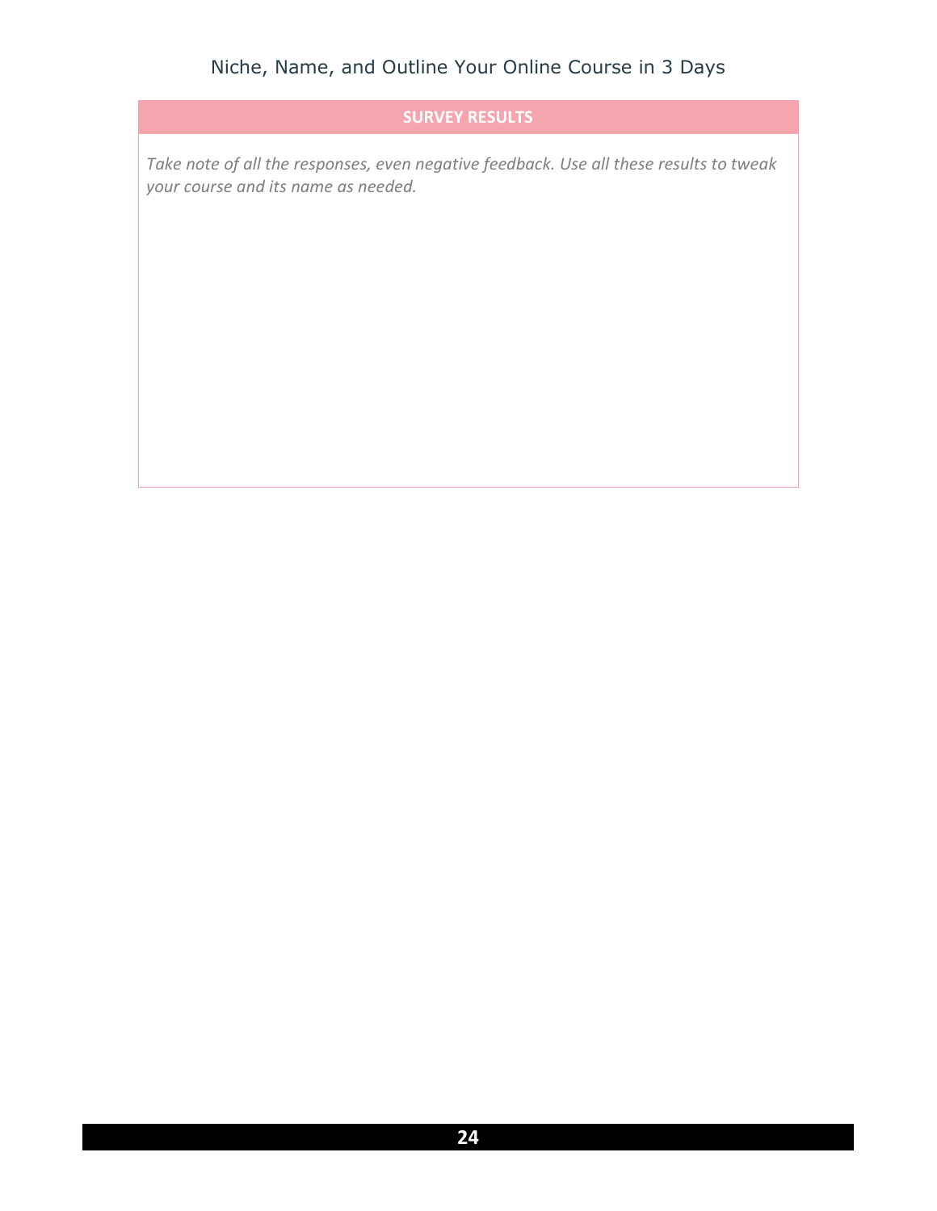| SURVEY RESULTS |
| --- |
| *Take note of all the responses, even negative feedback. Use all these results to tweak your course and its name as needed.* |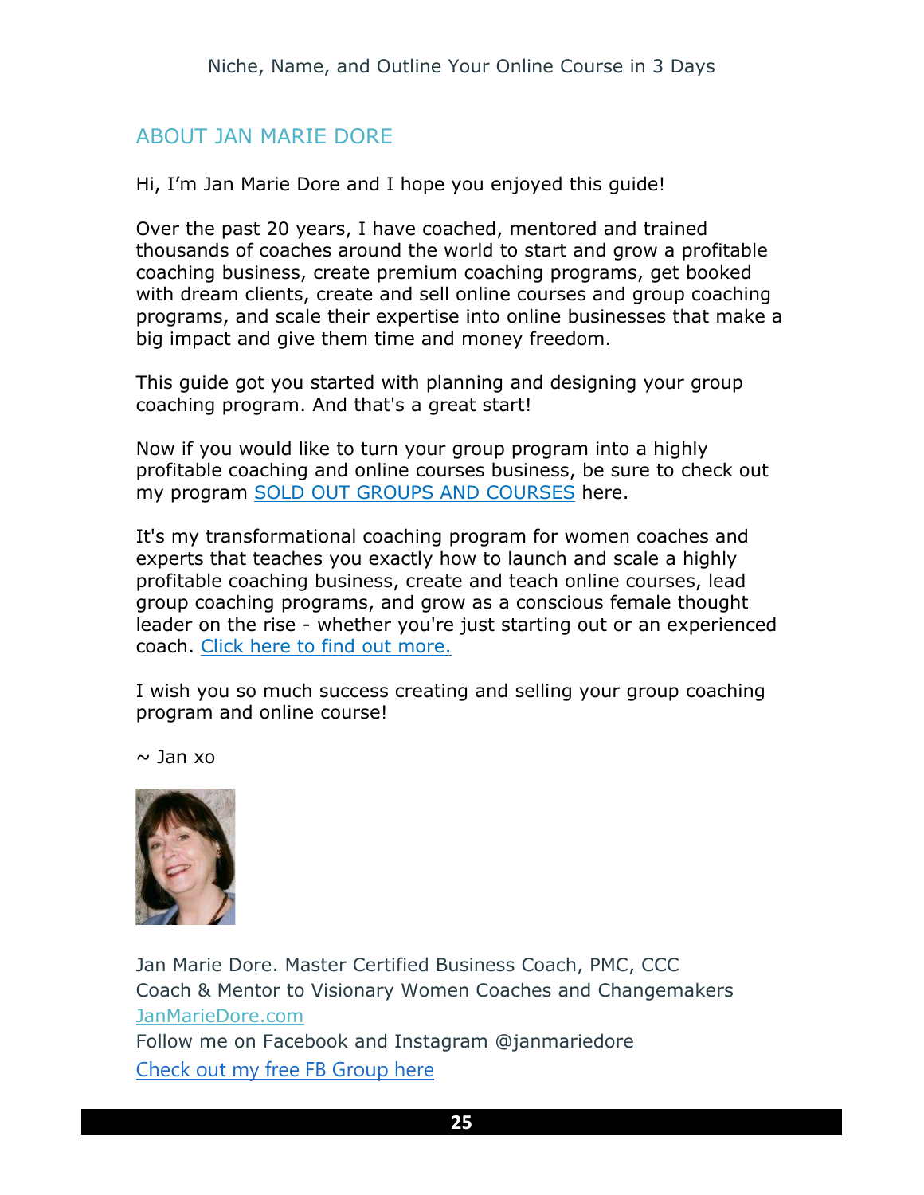## ABOUT JAN MARIE DORE

Hi, I'm Jan Marie Dore and I hope you enjoyed this guide!

Over the past 20 years, I have coached, mentored and trained thousands of coaches around the world to start and grow a profitable coaching business, create premium coaching programs, get booked with dream clients, create and sell online courses and group coaching programs, and scale their expertise into online businesses that make a big impact and give them time and money freedom.

This guide got you started with planning and designing your group coaching program. And that's a great start!

Now if you would like to turn your group program into a highly profitable coaching and online courses business, be sure to check out my program SOLD OUT GROUPS AND COURSES here.

It's my transformational coaching program for women coaches and experts that teaches you exactly how to launch and scale a highly profitable coaching business, create and teach online courses, lead group coaching programs, and grow as a conscious female thought leader on the rise - whether you're just starting out or an experienced coach. Click here to find out more.

I wish you so much success creating and selling your group coaching program and online course!

~ Jan xo

Jan Marie Dore. Master Certified Business Coach, PMC, CCC
Coach & Mentor to Visionary Women Coaches and Changemakers
JanMarieDore.com
Follow me on Facebook and Instagram @janmariedore
Check out my free FB Group here